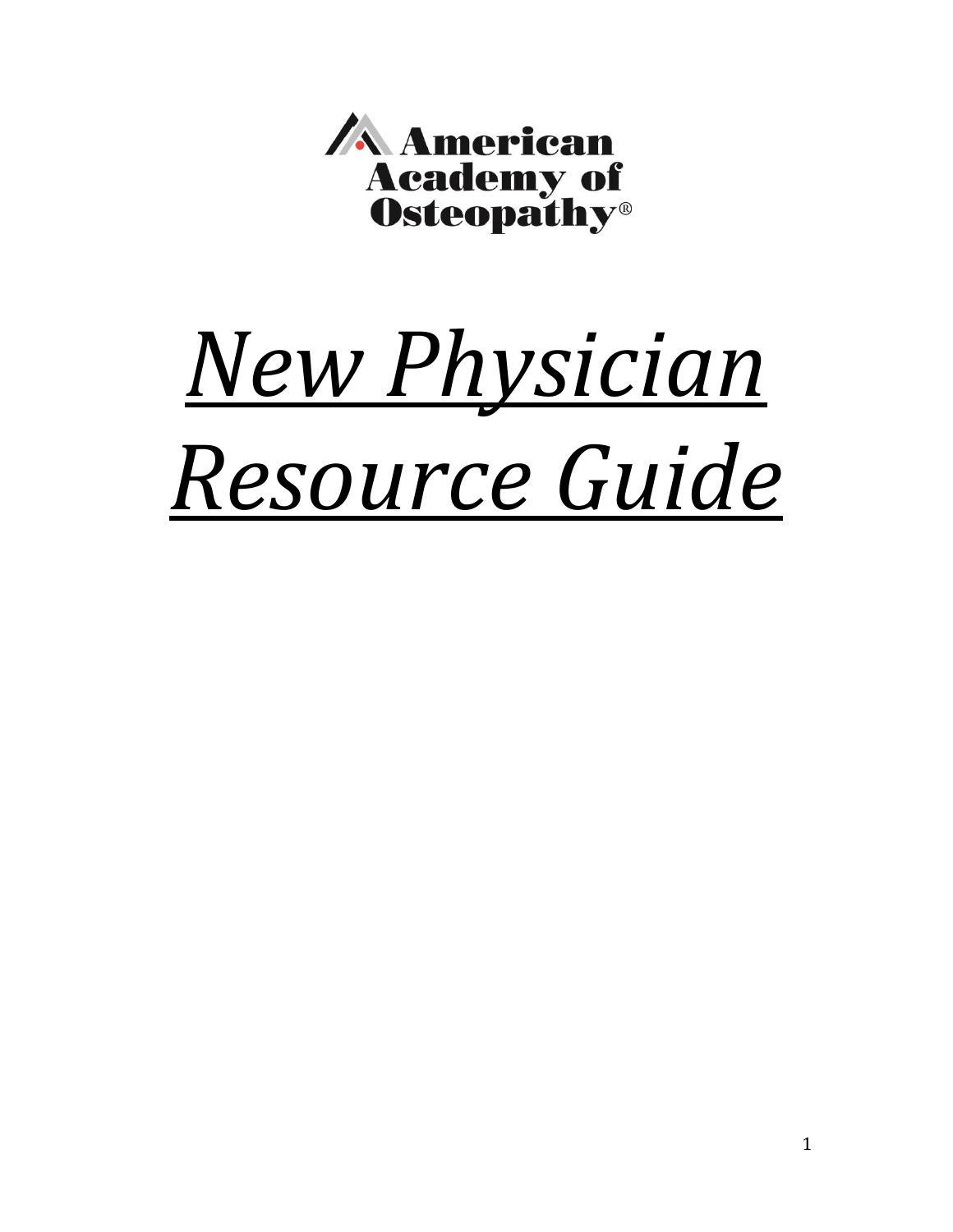American Academy of Osteopathy®

# *New Physician Resource Guide*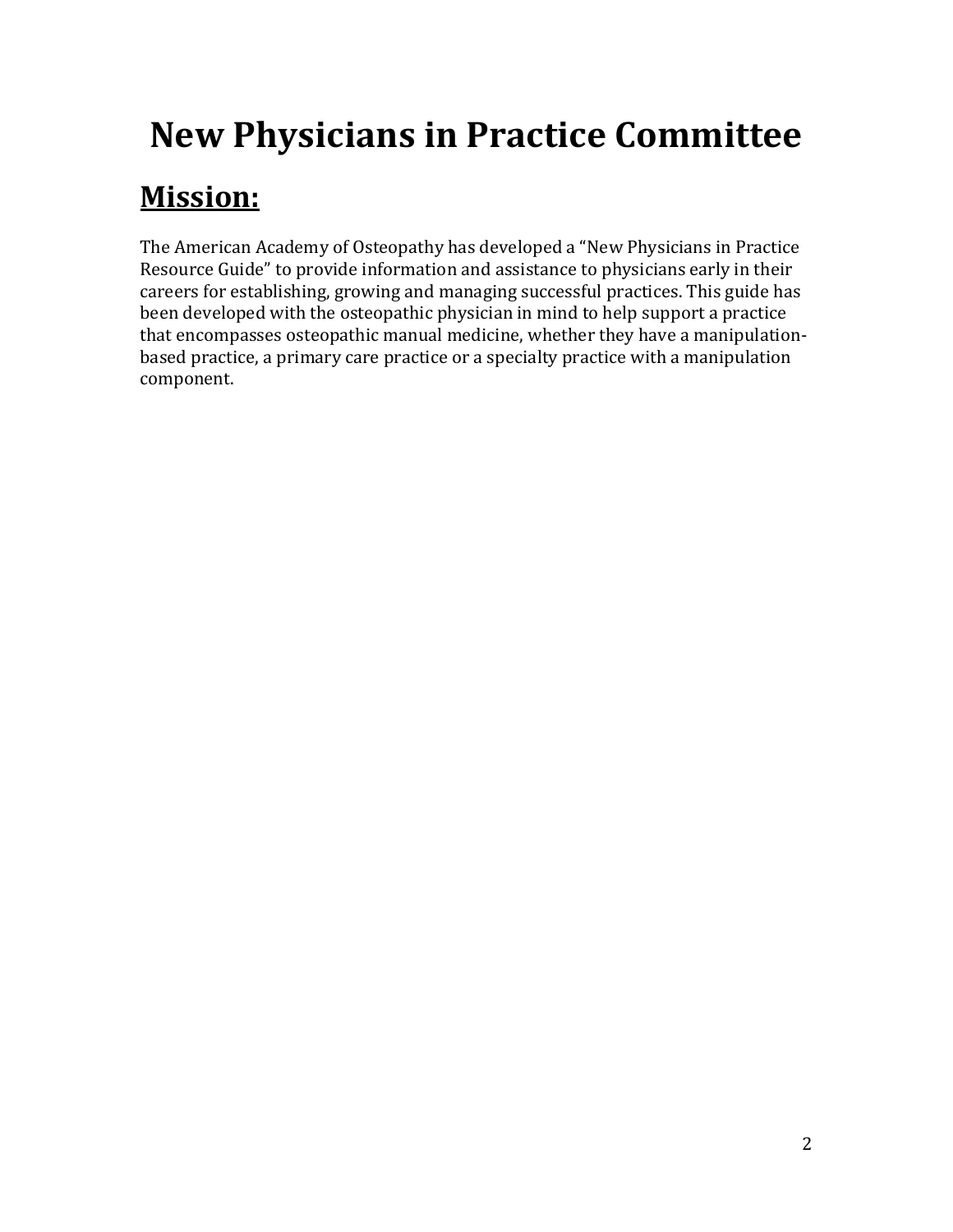# New Physicians in Practice Committee

## Mission:

The American Academy of Osteopathy has developed a "New Physicians in Practice Resource Guide" to provide information and assistance to physicians early in their careers for establishing, growing and managing successful practices. This guide has been developed with the osteopathic physician in mind to help support a practice that encompasses osteopathic manual medicine, whether they have a manipulation-based practice, a primary care practice or a specialty practice with a manipulation component.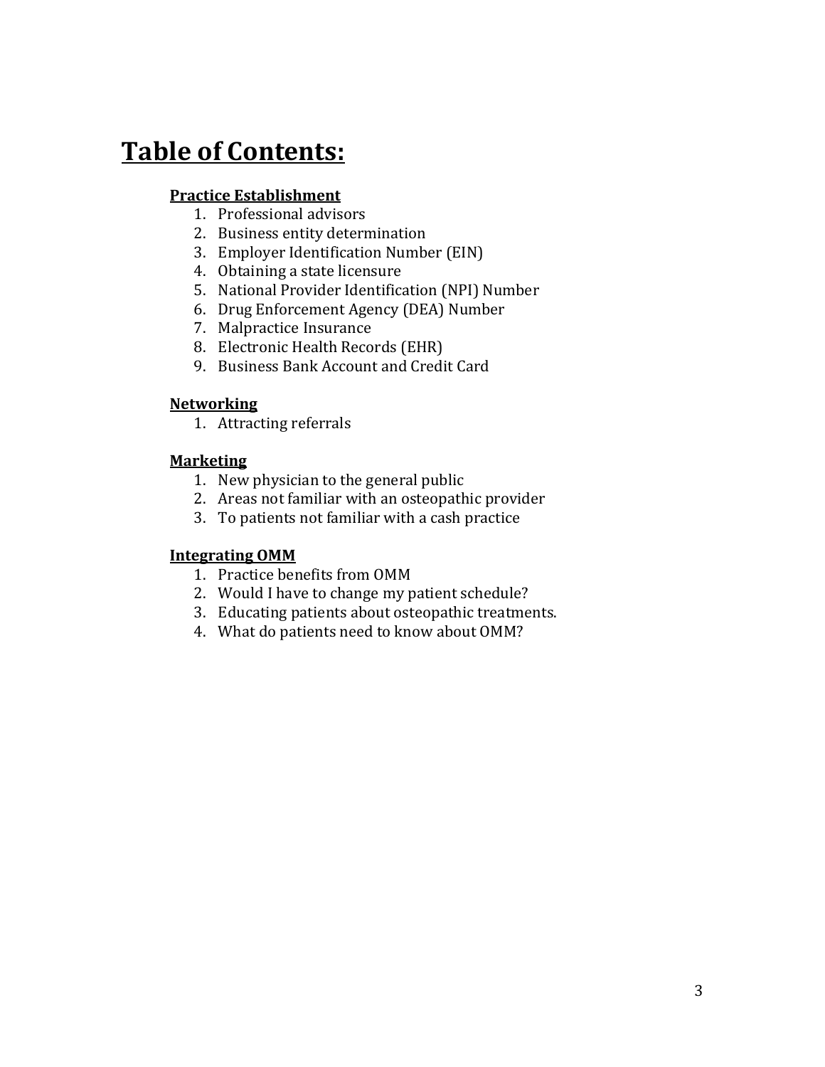# Table of Contents:

**Practice Establishment**

1. Professional advisors
2. Business entity determination
3. Employer Identification Number (EIN)
4. Obtaining a state licensure
5. National Provider Identification (NPI) Number
6. Drug Enforcement Agency (DEA) Number
7. Malpractice Insurance
8. Electronic Health Records (EHR)
9. Business Bank Account and Credit Card

**Networking**

1. Attracting referrals

**Marketing**

1. New physician to the general public
2. Areas not familiar with an osteopathic provider
3. To patients not familiar with a cash practice

**Integrating OMM**

1. Practice benefits from OMM
2. Would I have to change my patient schedule?
3. Educating patients about osteopathic treatments.
4. What do patients need to know about OMM?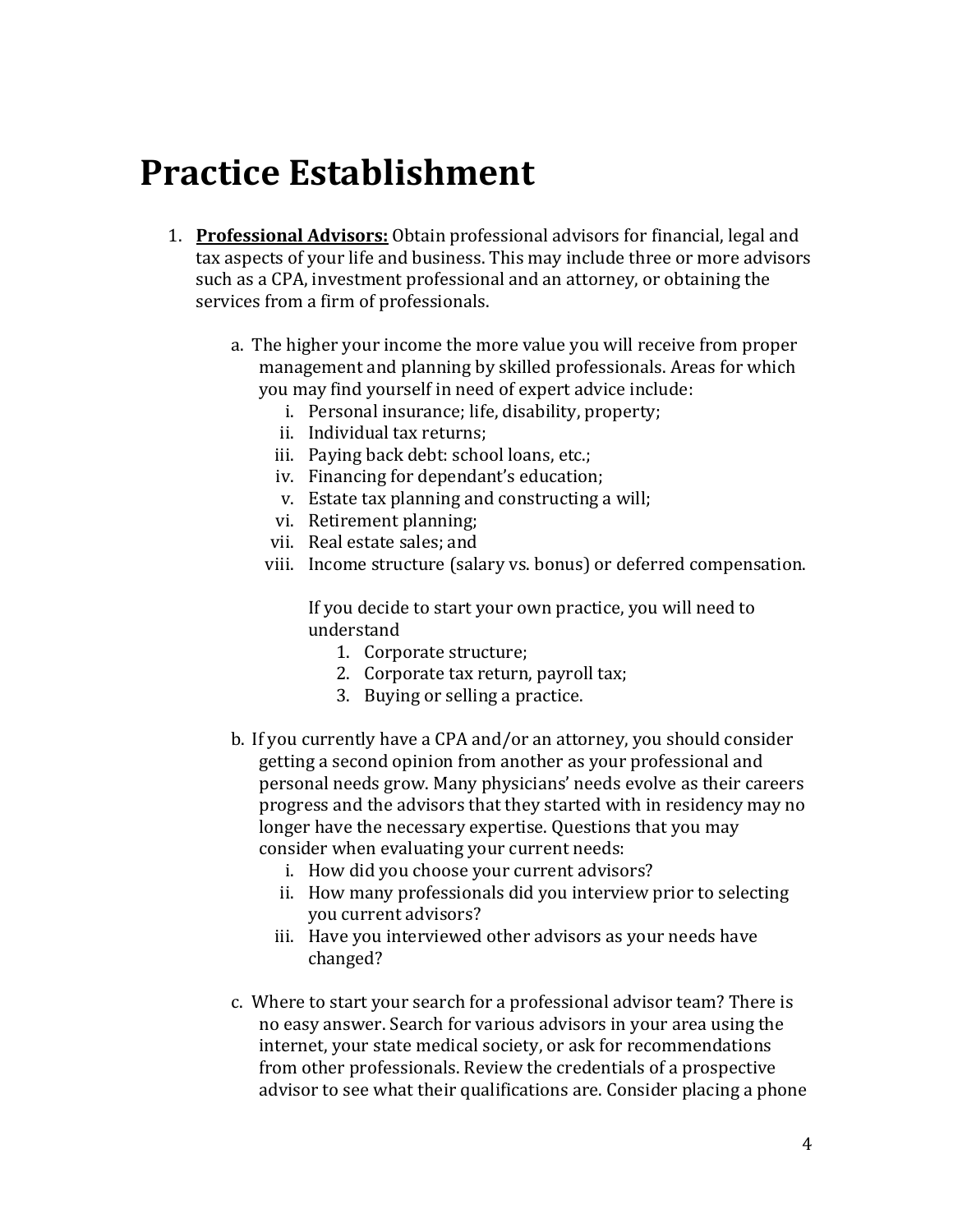# Practice Establishment

1. **<u>Professional Advisors:</u>** Obtain professional advisors for financial, legal and tax aspects of your life and business. This may include three or more advisors such as a CPA, investment professional and an attorney, or obtaining the services from a firm of professionals.

   a. The higher your income the more value you will receive from proper management and planning by skilled professionals. Areas for which you may find yourself in need of expert advice include:

      i. Personal insurance; life, disability, property;
      ii. Individual tax returns;
      iii. Paying back debt: school loans, etc.;
      iv. Financing for dependant's education;
      v. Estate tax planning and constructing a will;
      vi. Retirement planning;
      vii. Real estate sales; and
      viii. Income structure (salary vs. bonus) or deferred compensation.

      If you decide to start your own practice, you will need to understand

      1. Corporate structure;
      2. Corporate tax return, payroll tax;
      3. Buying or selling a practice.

   b. If you currently have a CPA and/or an attorney, you should consider getting a second opinion from another as your professional and personal needs grow. Many physicians' needs evolve as their careers progress and the advisors that they started with in residency may no longer have the necessary expertise. Questions that you may consider when evaluating your current needs:

      i. How did you choose your current advisors?
      ii. How many professionals did you interview prior to selecting you current advisors?
      iii. Have you interviewed other advisors as your needs have changed?

   c. Where to start your search for a professional advisor team? There is no easy answer. Search for various advisors in your area using the internet, your state medical society, or ask for recommendations from other professionals. Review the credentials of a prospective advisor to see what their qualifications are. Consider placing a phone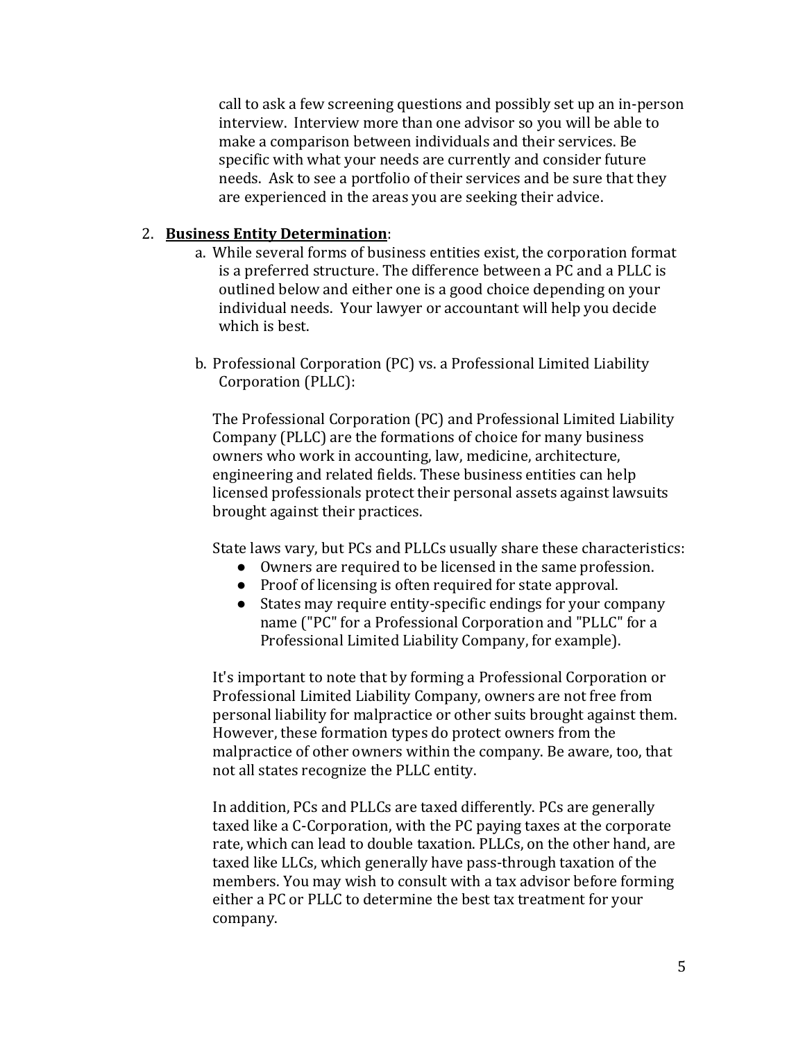call to ask a few screening questions and possibly set up an in-person interview. Interview more than one advisor so you will be able to make a comparison between individuals and their services. Be specific with what your needs are currently and consider future needs. Ask to see a portfolio of their services and be sure that they are experienced in the areas you are seeking their advice.

2. **Business Entity Determination**:
   a. While several forms of business entities exist, the corporation format is a preferred structure. The difference between a PC and a PLLC is outlined below and either one is a good choice depending on your individual needs. Your lawyer or accountant will help you decide which is best.

   b. Professional Corporation (PC) vs. a Professional Limited Liability Corporation (PLLC):

   The Professional Corporation (PC) and Professional Limited Liability Company (PLLC) are the formations of choice for many business owners who work in accounting, law, medicine, architecture, engineering and related fields. These business entities can help licensed professionals protect their personal assets against lawsuits brought against their practices.

   State laws vary, but PCs and PLLCs usually share these characteristics:
   - Owners are required to be licensed in the same profession.
   - Proof of licensing is often required for state approval.
   - States may require entity-specific endings for your company name ("PC" for a Professional Corporation and "PLLC" for a Professional Limited Liability Company, for example).

   It's important to note that by forming a Professional Corporation or Professional Limited Liability Company, owners are not free from personal liability for malpractice or other suits brought against them. However, these formation types do protect owners from the malpractice of other owners within the company. Be aware, too, that not all states recognize the PLLC entity.

   In addition, PCs and PLLCs are taxed differently. PCs are generally taxed like a C-Corporation, with the PC paying taxes at the corporate rate, which can lead to double taxation. PLLCs, on the other hand, are taxed like LLCs, which generally have pass-through taxation of the members. You may wish to consult with a tax advisor before forming either a PC or PLLC to determine the best tax treatment for your company.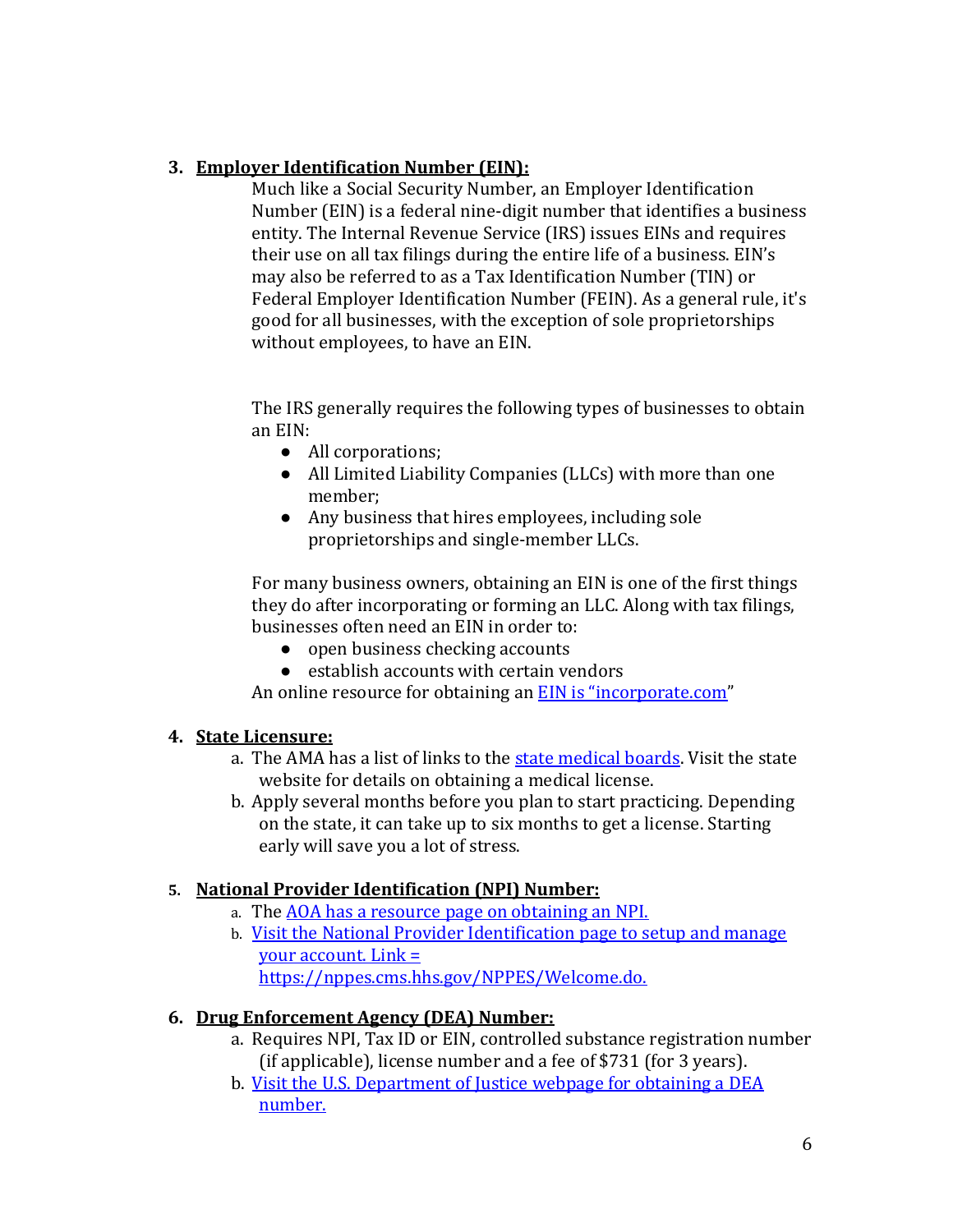3. **Employer Identification Number (EIN):**

   Much like a Social Security Number, an Employer Identification Number (EIN) is a federal nine-digit number that identifies a business entity. The Internal Revenue Service (IRS) issues EINs and requires their use on all tax filings during the entire life of a business. EIN's may also be referred to as a Tax Identification Number (TIN) or Federal Employer Identification Number (FEIN). As a general rule, it's good for all businesses, with the exception of sole proprietorships without employees, to have an EIN.

   The IRS generally requires the following types of businesses to obtain an EIN:

   - All corporations;
   - All Limited Liability Companies (LLCs) with more than one member;
   - Any business that hires employees, including sole proprietorships and single-member LLCs.

   For many business owners, obtaining an EIN is one of the first things they do after incorporating or forming an LLC. Along with tax filings, businesses often need an EIN in order to:

   - open business checking accounts
   - establish accounts with certain vendors

   An online resource for obtaining an EIN is "incorporate.com"

4. **State Licensure:**
   a. The AMA has a list of links to the state medical boards. Visit the state website for details on obtaining a medical license.
   b. Apply several months before you plan to start practicing. Depending on the state, it can take up to six months to get a license. Starting early will save you a lot of stress.

5. **National Provider Identification (NPI) Number:**
   a. The AOA has a resource page on obtaining an NPI.
   b. Visit the National Provider Identification page to setup and manage your account. Link = https://nppes.cms.hhs.gov/NPPES/Welcome.do.

6. **Drug Enforcement Agency (DEA) Number:**
   a. Requires NPI, Tax ID or EIN, controlled substance registration number (if applicable), license number and a fee of $731 (for 3 years).
   b. Visit the U.S. Department of Justice webpage for obtaining a DEA number.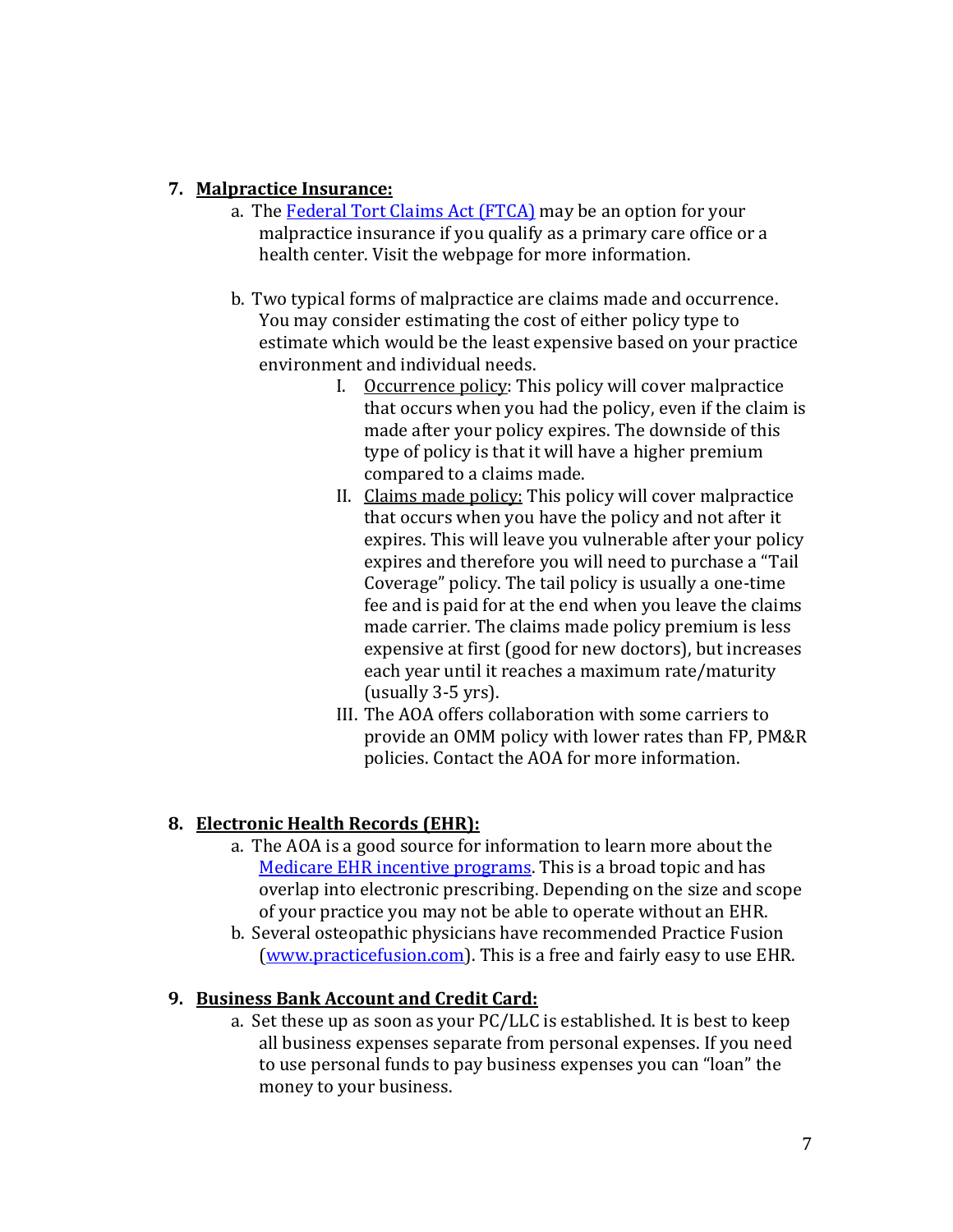7. **Malpractice Insurance:**
   a. The [Federal Tort Claims Act (FTCA)]() may be an option for your malpractice insurance if you qualify as a primary care office or a health center. Visit the webpage for more information.

   b. Two typical forms of malpractice are claims made and occurrence. You may consider estimating the cost of either policy type to estimate which would be the least expensive based on your practice environment and individual needs.
      I. Occurrence policy: This policy will cover malpractice that occurs when you had the policy, even if the claim is made after your policy expires. The downside of this type of policy is that it will have a higher premium compared to a claims made.
      II. Claims made policy: This policy will cover malpractice that occurs when you have the policy and not after it expires. This will leave you vulnerable after your policy expires and therefore you will need to purchase a "Tail Coverage" policy. The tail policy is usually a one-time fee and is paid for at the end when you leave the claims made carrier. The claims made policy premium is less expensive at first (good for new doctors), but increases each year until it reaches a maximum rate/maturity (usually 3-5 yrs).
      III. The AOA offers collaboration with some carriers to provide an OMM policy with lower rates than FP, PM&R policies. Contact the AOA for more information.

8. **Electronic Health Records (EHR):**
   a. The AOA is a good source for information to learn more about the [Medicare EHR incentive programs](). This is a broad topic and has overlap into electronic prescribing. Depending on the size and scope of your practice you may not be able to operate without an EHR.
   b. Several osteopathic physicians have recommended Practice Fusion ([www.practicefusion.com](www.practicefusion.com)). This is a free and fairly easy to use EHR.

9. **Business Bank Account and Credit Card:**
   a. Set these up as soon as your PC/LLC is established. It is best to keep all business expenses separate from personal expenses. If you need to use personal funds to pay business expenses you can "loan" the money to your business.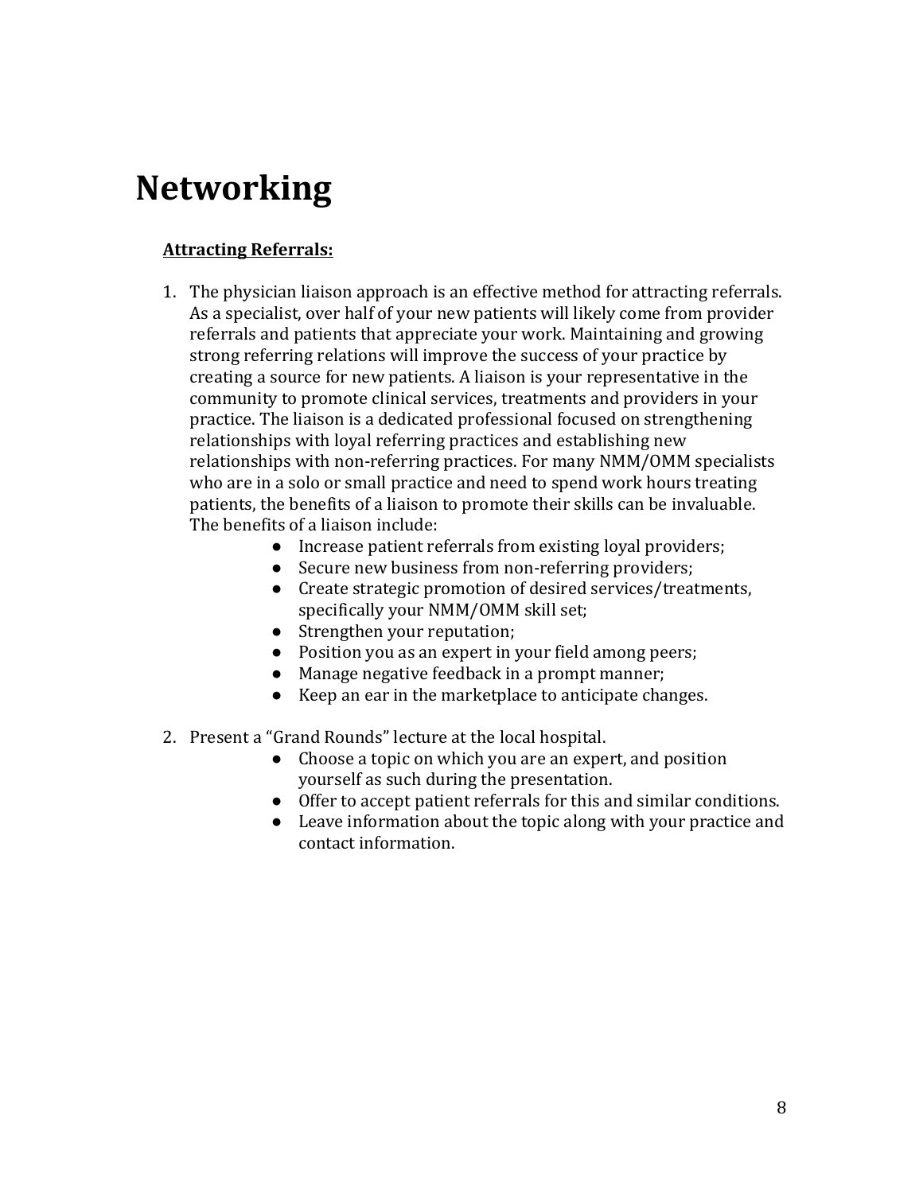# Networking

**<u>Attracting Referrals:</u>**

1. The physician liaison approach is an effective method for attracting referrals. As a specialist, over half of your new patients will likely come from provider referrals and patients that appreciate your work. Maintaining and growing strong referring relations will improve the success of your practice by creating a source for new patients. A liaison is your representative in the community to promote clinical services, treatments and providers in your practice. The liaison is a dedicated professional focused on strengthening relationships with loyal referring practices and establishing new relationships with non-referring practices. For many NMM/OMM specialists who are in a solo or small practice and need to spend work hours treating patients, the benefits of a liaison to promote their skills can be invaluable. The benefits of a liaison include:
    - Increase patient referrals from existing loyal providers;
    - Secure new business from non-referring providers;
    - Create strategic promotion of desired services/treatments, specifically your NMM/OMM skill set;
    - Strengthen your reputation;
    - Position you as an expert in your field among peers;
    - Manage negative feedback in a prompt manner;
    - Keep an ear in the marketplace to anticipate changes.

2. Present a "Grand Rounds" lecture at the local hospital.
    - Choose a topic on which you are an expert, and position yourself as such during the presentation.
    - Offer to accept patient referrals for this and similar conditions.
    - Leave information about the topic along with your practice and contact information.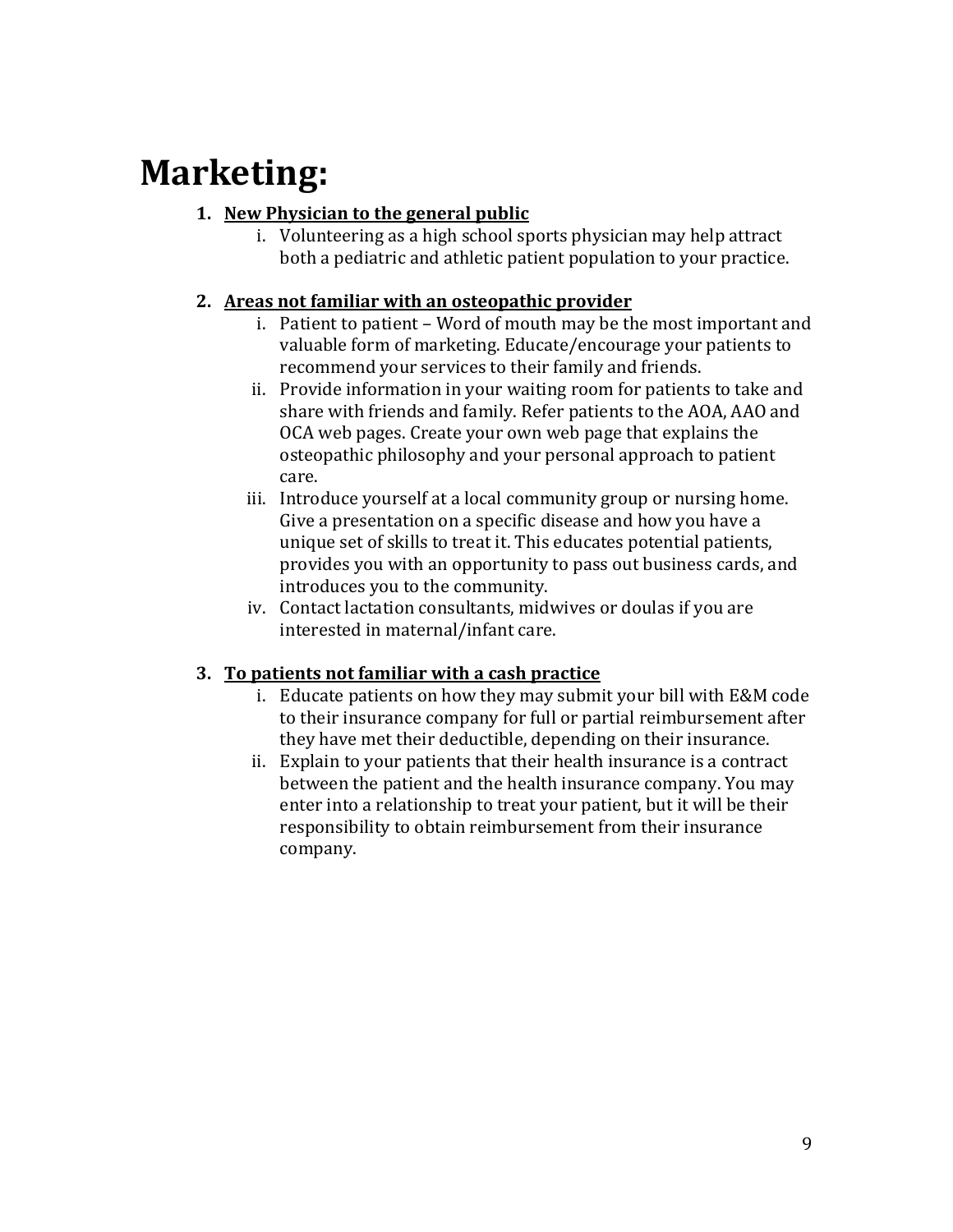# Marketing:

1. **New Physician to the general public**
    1. Volunteering as a high school sports physician may help attract both a pediatric and athletic patient population to your practice.

2. **Areas not familiar with an osteopathic provider**
    1. Patient to patient – Word of mouth may be the most important and valuable form of marketing. Educate/encourage your patients to recommend your services to their family and friends.
    2. Provide information in your waiting room for patients to take and share with friends and family. Refer patients to the AOA, AAO and OCA web pages. Create your own web page that explains the osteopathic philosophy and your personal approach to patient care.
    3. Introduce yourself at a local community group or nursing home. Give a presentation on a specific disease and how you have a unique set of skills to treat it. This educates potential patients, provides you with an opportunity to pass out business cards, and introduces you to the community.
    4. Contact lactation consultants, midwives or doulas if you are interested in maternal/infant care.

3. **To patients not familiar with a cash practice**
    1. Educate patients on how they may submit your bill with E&M code to their insurance company for full or partial reimbursement after they have met their deductible, depending on their insurance.
    2. Explain to your patients that their health insurance is a contract between the patient and the health insurance company. You may enter into a relationship to treat your patient, but it will be their responsibility to obtain reimbursement from their insurance company.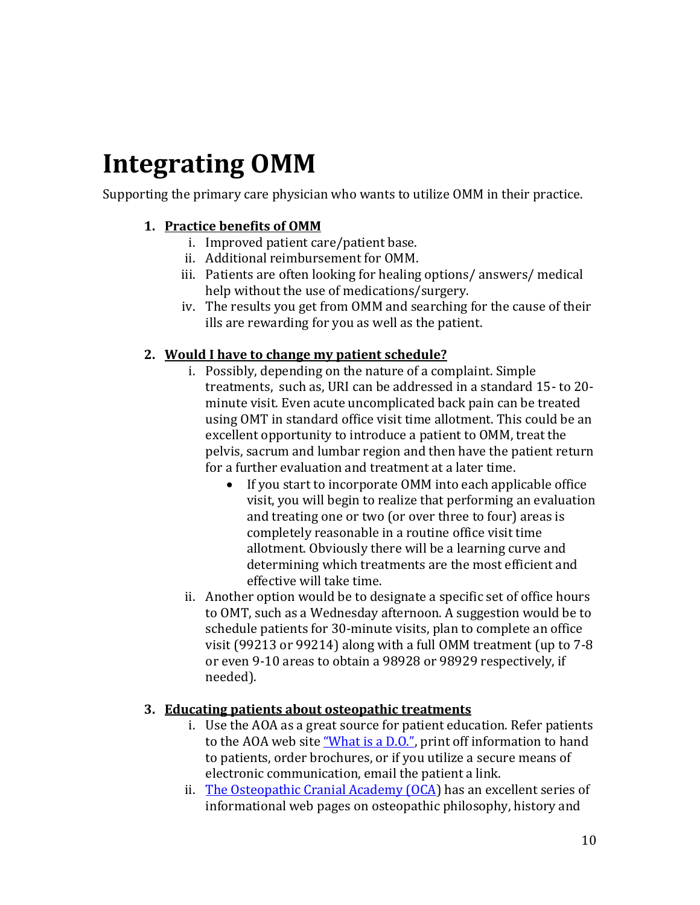# Integrating OMM

Supporting the primary care physician who wants to utilize OMM in their practice.

1. **Practice benefits of OMM**
   i. Improved patient care/patient base.
   ii. Additional reimbursement for OMM.
   iii. Patients are often looking for healing options/ answers/ medical help without the use of medications/surgery.
   iv. The results you get from OMM and searching for the cause of their ills are rewarding for you as well as the patient.

2. **Would I have to change my patient schedule?**
   i. Possibly, depending on the nature of a complaint. Simple treatments, such as, URI can be addressed in a standard 15- to 20-minute visit. Even acute uncomplicated back pain can be treated using OMT in standard office visit time allotment. This could be an excellent opportunity to introduce a patient to OMM, treat the pelvis, sacrum and lumbar region and then have the patient return for a further evaluation and treatment at a later time.
      - If you start to incorporate OMM into each applicable office visit, you will begin to realize that performing an evaluation and treating one or two (or over three to four) areas is completely reasonable in a routine office visit time allotment. Obviously there will be a learning curve and determining which treatments are the most efficient and effective will take time.

   ii. Another option would be to designate a specific set of office hours to OMT, such as a Wednesday afternoon. A suggestion would be to schedule patients for 30-minute visits, plan to complete an office visit (99213 or 99214) along with a full OMM treatment (up to 7-8 or even 9-10 areas to obtain a 98928 or 98929 respectively, if needed).

3. **Educating patients about osteopathic treatments**
   i. Use the AOA as a great source for patient education. Refer patients to the AOA web site "What is a D.O.", print off information to hand to patients, order brochures, or if you utilize a secure means of electronic communication, email the patient a link.
   ii. The Osteopathic Cranial Academy (OCA) has an excellent series of informational web pages on osteopathic philosophy, history and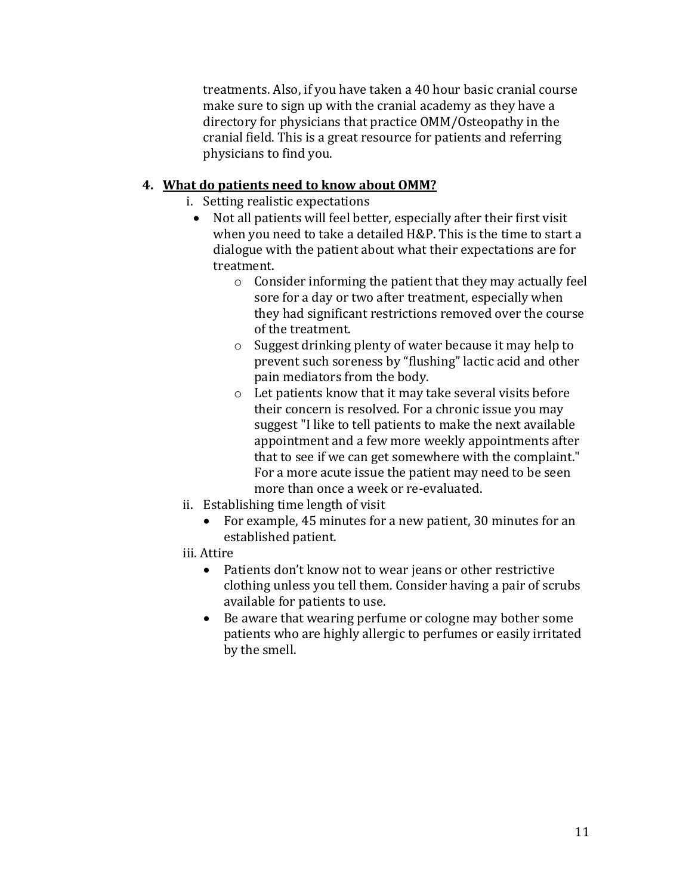treatments. Also, if you have taken a 40 hour basic cranial course make sure to sign up with the cranial academy as they have a directory for physicians that practice OMM/Osteopathy in the cranial field. This is a great resource for patients and referring physicians to find you.

4. **What do patients need to know about OMM?**

   i. Setting realistic expectations

   - Not all patients will feel better, especially after their first visit when you need to take a detailed H&P. This is the time to start a dialogue with the patient about what their expectations are for treatment.
     - Consider informing the patient that they may actually feel sore for a day or two after treatment, especially when they had significant restrictions removed over the course of the treatment.
     - Suggest drinking plenty of water because it may help to prevent such soreness by "flushing" lactic acid and other pain mediators from the body.
     - Let patients know that it may take several visits before their concern is resolved. For a chronic issue you may suggest "I like to tell patients to make the next available appointment and a few more weekly appointments after that to see if we can get somewhere with the complaint." For a more acute issue the patient may need to be seen more than once a week or re-evaluated.

   ii. Establishing time length of visit

   - For example, 45 minutes for a new patient, 30 minutes for an established patient.

   iii. Attire

   - Patients don't know not to wear jeans or other restrictive clothing unless you tell them. Consider having a pair of scrubs available for patients to use.
   - Be aware that wearing perfume or cologne may bother some patients who are highly allergic to perfumes or easily irritated by the smell.